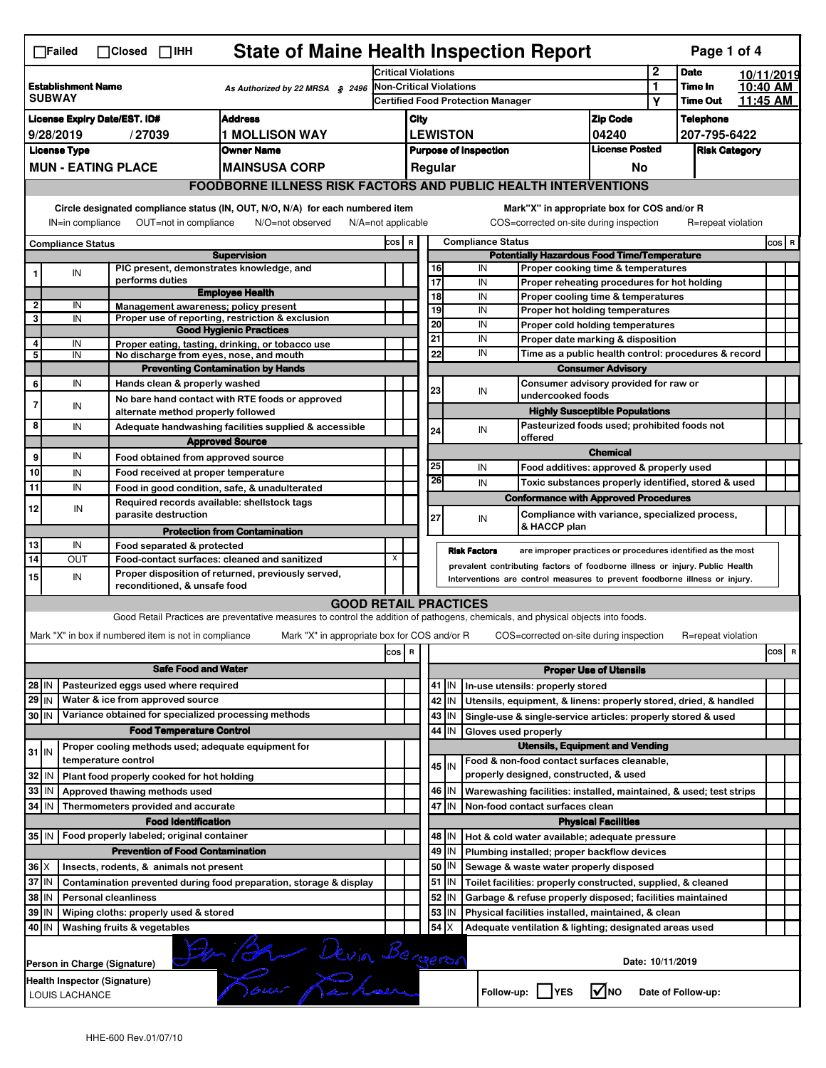☐Failed ☐Closed ☐IHH

# State of Maine Health Inspection Report

| Establishment Name | As Authorized by 22 MRSA § 2496 | Critical Violations | 2 | Date | 10/11/2019 |
|---|---|---|---|---|---|
| SUBWAY | | Non-Critical Violations | 1 | Time In | 10:40 AM |
| | | Certified Food Protection Manager | Y | Time Out | 11:45 AM |

| License Expiry Date/EST. ID# | Address | City | Zip Code | Telephone |
|---|---|---|---|---|
| 9/28/2019 / 27039 | 1 MOLLISON WAY | LEWISTON | 04240 | 207-795-6422 |

| License Type | Owner Name | Purpose of Inspection | License Posted | Risk Category |
|---|---|---|---|---|
| MUN - EATING PLACE | MAINSUSA CORP | Regular | No | |

## FOODBORNE ILLNESS RISK FACTORS AND PUBLIC HEALTH INTERVENTIONS

Circle designated compliance status (IN, OUT, N/O, N/A) for each numbered item
IN=in compliance OUT=not in compliance N/O=not observed N/A=not applicable

Mark "X" in appropriate box for COS and/or R
COS=corrected on-site during inspection R=repeat violation

| # | Compliance Status | | COS | R |
|---|---|---|---|---|
| | | **Supervision** | | |
| 1 | IN | PIC present, demonstrates knowledge, and performs duties | | |
| | | **Employee Health** | | |
| 2 | IN | Management awareness; policy present | | |
| 3 | IN | Proper use of reporting, restriction & exclusion | | |
| | | **Good Hygienic Practices** | | |
| 4 | IN | Proper eating, tasting, drinking, or tobacco use | | |
| 5 | IN | No discharge from eyes, nose, and mouth | | |
| | | **Preventing Contamination by Hands** | | |
| 6 | IN | Hands clean & properly washed | | |
| 7 | IN | No bare hand contact with RTE foods or approved alternate method properly followed | | |
| 8 | IN | Adequate handwashing facilities supplied & accessible | | |
| | | **Approved Source** | | |
| 9 | IN | Food obtained from approved source | | |
| 10 | IN | Food received at proper temperature | | |
| 11 | IN | Food in good condition, safe, & unadulterated | | |
| 12 | IN | Required records available: shellstock tags parasite destruction | | |
| | | **Protection from Contamination** | | |
| 13 | IN | Food separated & protected | | |
| 14 | OUT | Food-contact surfaces: cleaned and sanitized | X | |
| 15 | IN | Proper disposition of returned, previously served, reconditioned, & unsafe food | | |

| # | Compliance Status | | COS | R |
|---|---|---|---|---|
| | | **Potentially Hazardous Food Time/Temperature** | | |
| 16 | IN | Proper cooking time & temperatures | | |
| 17 | IN | Proper reheating procedures for hot holding | | |
| 18 | IN | Proper cooling time & temperatures | | |
| 19 | IN | Proper hot holding temperatures | | |
| 20 | IN | Proper cold holding temperatures | | |
| 21 | IN | Proper date marking & disposition | | |
| 22 | IN | Time as a public health control: procedures & record | | |
| | | **Consumer Advisory** | | |
| 23 | IN | Consumer advisory provided for raw or undercooked foods | | |
| | | **Highly Susceptible Populations** | | |
| 24 | IN | Pasteurized foods used; prohibited foods not offered | | |
| | | **Chemical** | | |
| 25 | IN | Food additives: approved & properly used | | |
| 26 | IN | Toxic substances properly identified, stored & used | | |
| | | **Conformance with Approved Procedures** | | |
| 27 | IN | Compliance with variance, specialized process, & HACCP plan | | |

**Risk Factors** are improper practices or procedures identified as the most prevalent contributing factors of foodborne illness or injury. Public Health Interventions are control measures to prevent foodborne illness or injury.

## GOOD RETAIL PRACTICES

Good Retail Practices are preventative measures to control the addition of pathogens, chemicals, and physical objects into foods.

Mark "X" in box if numbered item is not in compliance Mark "X" in appropriate box for COS and/or R COS=corrected on-site during inspection R=repeat violation

| # | | | COS | R |
|---|---|---|---|---|
| | | **Safe Food and Water** | | |
| 28 | IN | Pasteurized eggs used where required | | |
| 29 | IN | Water & ice from approved source | | |
| 30 | IN | Variance obtained for specialized processing methods | | |
| | | **Food Temperature Control** | | |
| 31 | IN | Proper cooling methods used; adequate equipment for temperature control | | |
| 32 | IN | Plant food properly cooked for hot holding | | |
| 33 | IN | Approved thawing methods used | | |
| 34 | IN | Thermometers provided and accurate | | |
| | | **Food Identification** | | |
| 35 | IN | Food properly labeled; original container | | |
| | | **Prevention of Food Contamination** | | |
| 36 | X | Insects, rodents, & animals not present | | |
| 37 | IN | Contamination prevented during food preparation, storage & display | | |
| 38 | IN | Personal cleanliness | | |
| 39 | IN | Wiping cloths: properly used & stored | | |
| 40 | IN | Washing fruits & vegetables | | |

| # | | | COS | R |
|---|---|---|---|---|
| | | **Proper Use of Utensils** | | |
| 41 | IN | In-use utensils: properly stored | | |
| 42 | IN | Utensils, equipment, & linens: properly stored, dried, & handled | | |
| 43 | IN | Single-use & single-service articles: properly stored & used | | |
| 44 | IN | Gloves used properly | | |
| | | **Utensils, Equipment and Vending** | | |
| 45 | IN | Food & non-food contact surfaces cleanable, properly designed, constructed, & used | | |
| 46 | IN | Warewashing facilities: installed, maintained, & used; test strips | | |
| 47 | IN | Non-food contact surfaces clean | | |
| | | **Physical Facilities** | | |
| 48 | IN | Hot & cold water available; adequate pressure | | |
| 49 | IN | Plumbing installed; proper backflow devices | | |
| 50 | IN | Sewage & waste water properly disposed | | |
| 51 | IN | Toilet facilities: properly constructed, supplied, & cleaned | | |
| 52 | IN | Garbage & refuse properly disposed; facilities maintained | | |
| 53 | IN | Physical facilities installed, maintained, & clean | | |
| 54 | X | Adequate ventilation & lighting; designated areas used | | |

Person in Charge (Signature): Devin Bergeron — Date: 10/11/2019

Health Inspector (Signature): LOUIS LACHANCE

Follow-up: ☐YES ☑NO Date of Follow-up:

HHE-600 Rev.01/07/10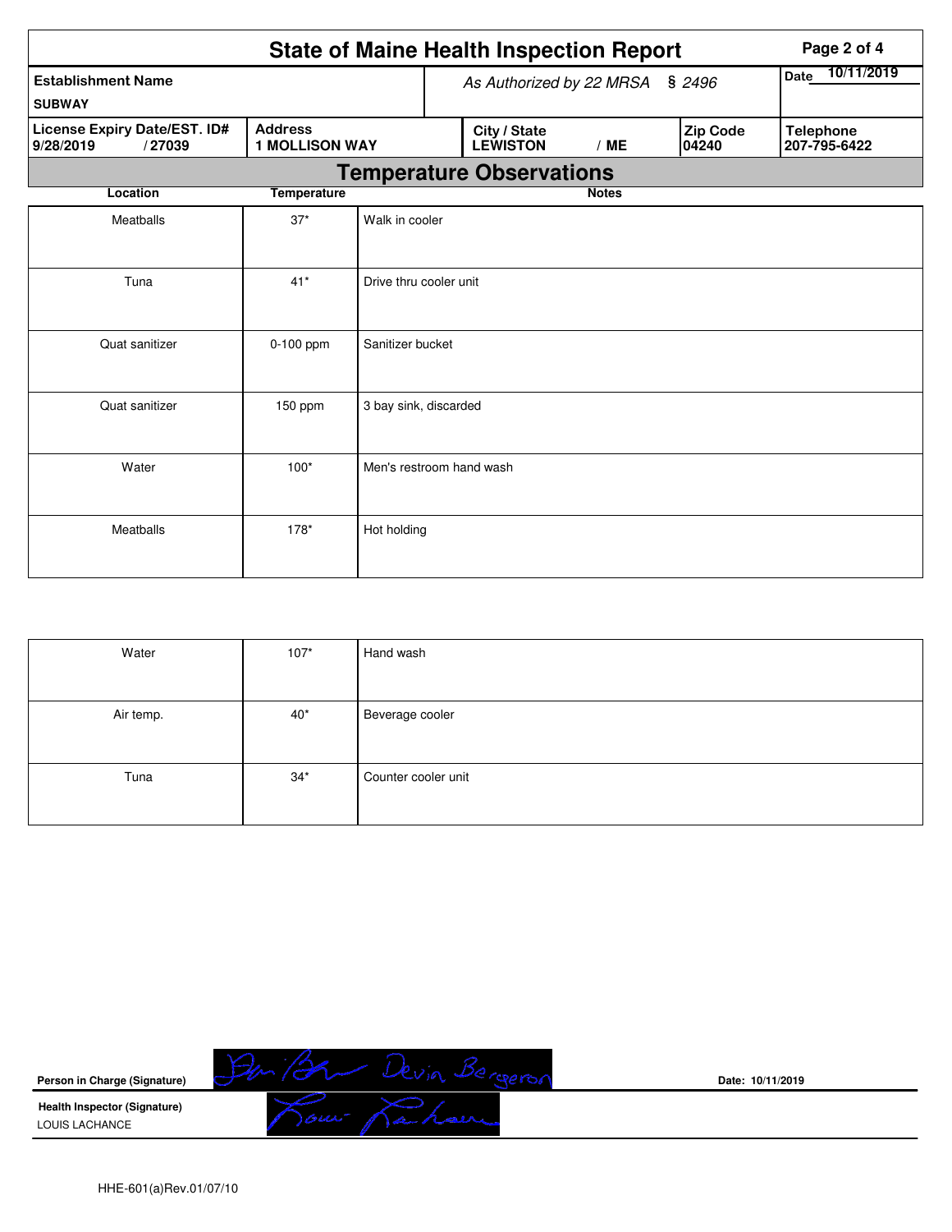# State of Maine Health Inspection Report

| Establishment Name | As Authorized by 22 MRSA § 2496 | | | Date 10/11/2019 |
|---|---|---|---|---|
| SUBWAY | | | | |
| **License Expiry Date/EST. ID#** 9/28/2019 / 27039 | **Address** 1 MOLLISON WAY | **City / State** LEWISTON / ME | **Zip Code** 04240 | **Telephone** 207-795-6422 |

## Temperature Observations

| Location | Temperature | Notes |
|---|---|---|
| Meatballs | 37* | Walk in cooler |
| Tuna | 41* | Drive thru cooler unit |
| Quat sanitizer | 0-100 ppm | Sanitizer bucket |
| Quat sanitizer | 150 ppm | 3 bay sink, discarded |
| Water | 100* | Men's restroom hand wash |
| Meatballs | 178* | Hot holding |
| Water | 107* | Hand wash |
| Air temp. | 40* | Beverage cooler |
| Tuna | 34* | Counter cooler unit |

**Person in Charge (Signature)** Devin Bergeron    **Date:** 10/11/2019

**Health Inspector (Signature)**
LOUIS LACHANCE

HHE-601(a)Rev.01/07/10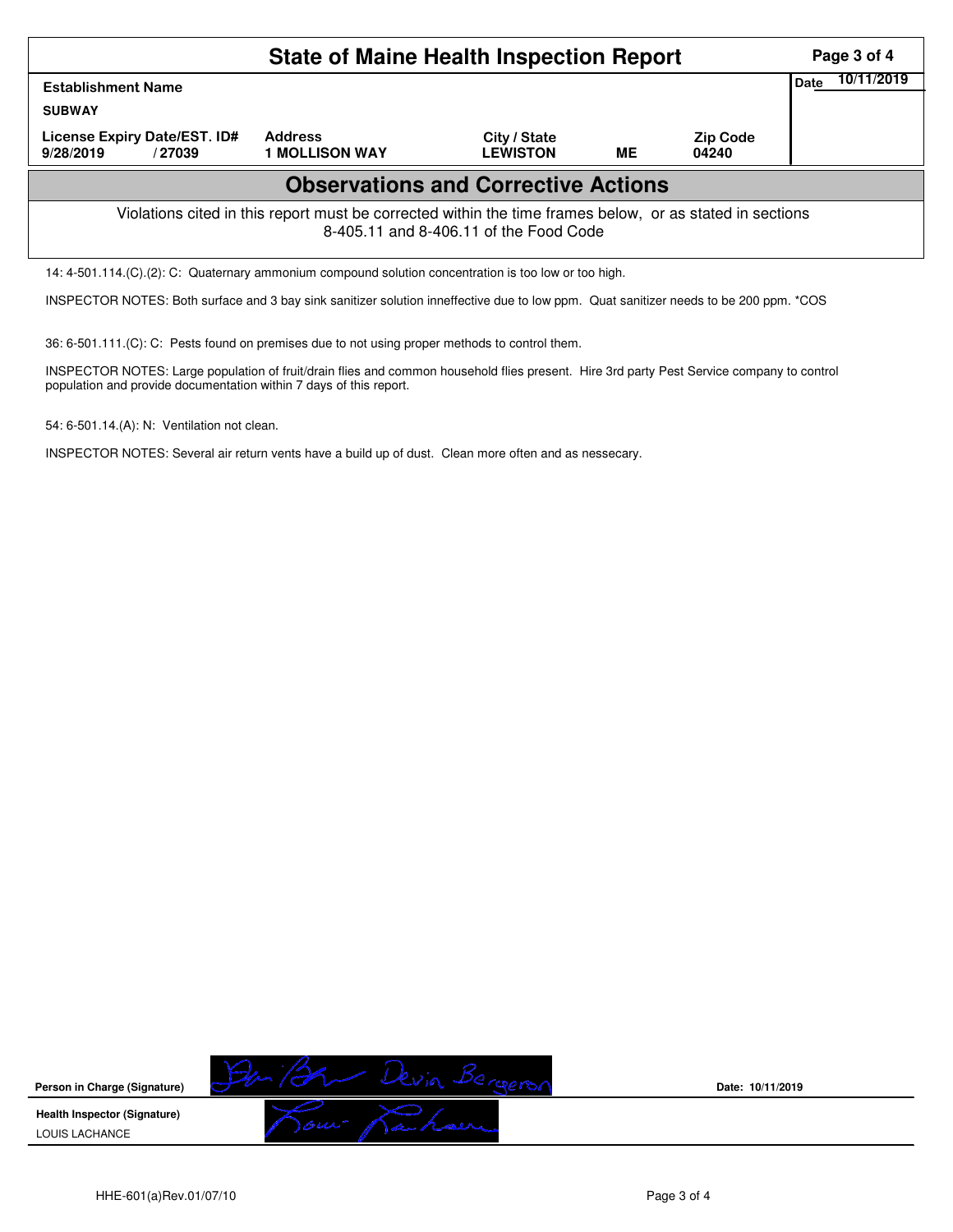# State of Maine Health Inspection Report

| Establishment Name | | | | | Date 10/11/2019 |
|---|---|---|---|---|---|
| SUBWAY | | | | | |
| License Expiry Date/EST. ID# | | Address | City / State | | Zip Code |
| 9/28/2019 | / 27039 | 1 MOLLISON WAY | LEWISTON | ME | 04240 |

## Observations and Corrective Actions

Violations cited in this report must be corrected within the time frames below, or as stated in sections 8-405.11 and 8-406.11 of the Food Code

14: 4-501.114.(C).(2): C: Quaternary ammonium compound solution concentration is too low or too high.

INSPECTOR NOTES: Both surface and 3 bay sink sanitizer solution inneffective due to low ppm. Quat sanitizer needs to be 200 ppm. *COS

36: 6-501.111.(C): C: Pests found on premises due to not using proper methods to control them.

INSPECTOR NOTES: Large population of fruit/drain flies and common household flies present. Hire 3rd party Pest Service company to control population and provide documentation within 7 days of this report.

54: 6-501.14.(A): N: Ventilation not clean.

INSPECTOR NOTES: Several air return vents have a build up of dust. Clean more often and as nessecary.

**Person in Charge (Signature)** Devin Bergeron **Date: 10/11/2019**

**Health Inspector (Signature)**
LOUIS LACHANCE

HHE-601(a)Rev.01/07/10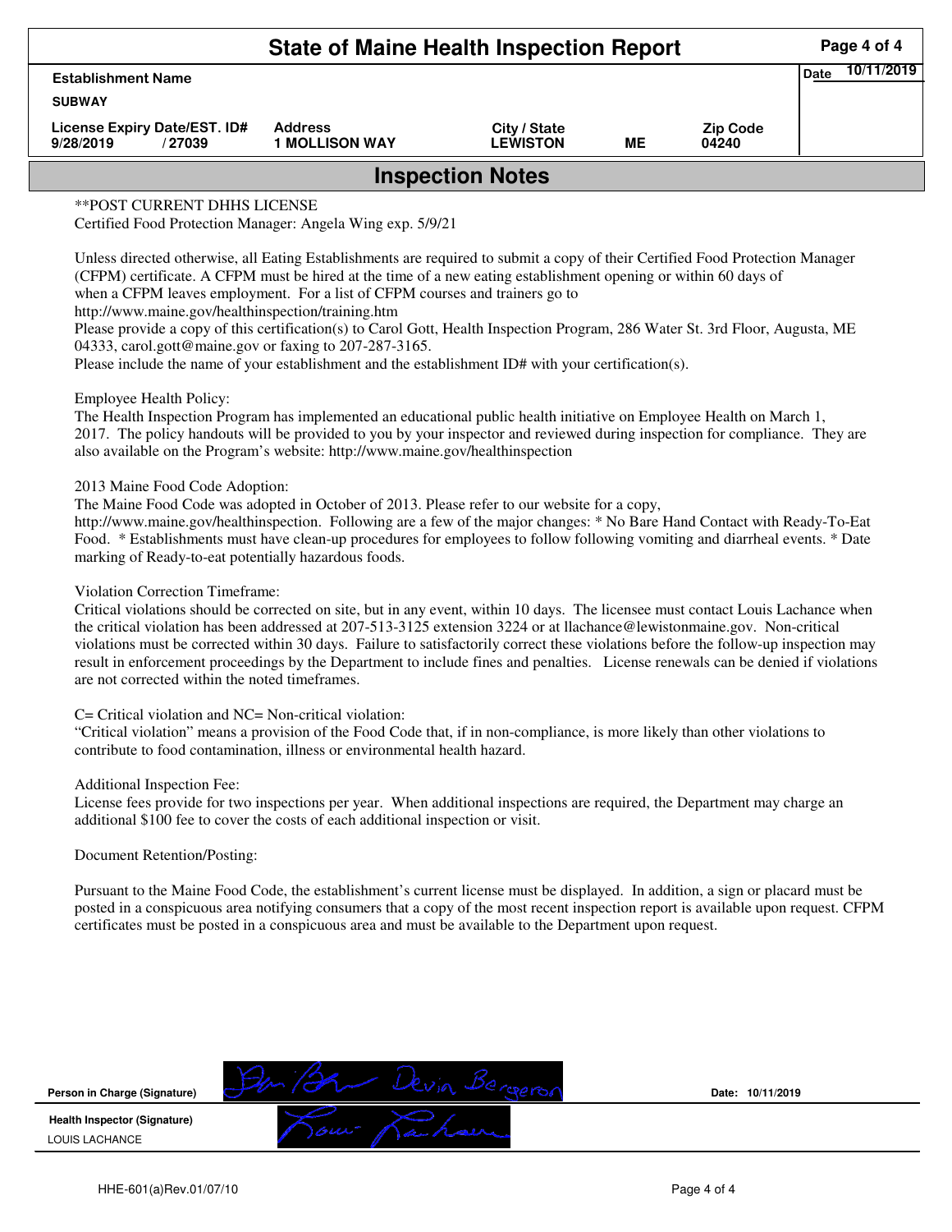# State of Maine Health Inspection Report

| Establishment Name | | | | | Date 10/11/2019 |
|---|---|---|---|---|---|
| SUBWAY | | | | | |
| License Expiry Date/EST. ID# | Address | City / State | | Zip Code | |
| 9/28/2019 / 27039 | 1 MOLLISON WAY | LEWISTON | ME | 04240 | |

## Inspection Notes

**POST CURRENT DHHS LICENSE
Certified Food Protection Manager: Angela Wing exp. 5/9/21

Unless directed otherwise, all Eating Establishments are required to submit a copy of their Certified Food Protection Manager (CFPM) certificate. A CFPM must be hired at the time of a new eating establishment opening or within 60 days of when a CFPM leaves employment. For a list of CFPM courses and trainers go to http://www.maine.gov/healthinspection/training.htm
Please provide a copy of this certification(s) to Carol Gott, Health Inspection Program, 286 Water St. 3rd Floor, Augusta, ME 04333, carol.gott@maine.gov or faxing to 207-287-3165.
Please include the name of your establishment and the establishment ID# with your certification(s).

Employee Health Policy:
The Health Inspection Program has implemented an educational public health initiative on Employee Health on March 1, 2017. The policy handouts will be provided to you by your inspector and reviewed during inspection for compliance. They are also available on the Program's website: http://www.maine.gov/healthinspection

2013 Maine Food Code Adoption:
The Maine Food Code was adopted in October of 2013. Please refer to our website for a copy, http://www.maine.gov/healthinspection. Following are a few of the major changes: * No Bare Hand Contact with Ready-To-Eat Food. * Establishments must have clean-up procedures for employees to follow following vomiting and diarrheal events. * Date marking of Ready-to-eat potentially hazardous foods.

Violation Correction Timeframe:
Critical violations should be corrected on site, but in any event, within 10 days. The licensee must contact Louis Lachance when the critical violation has been addressed at 207-513-3125 extension 3224 or at llachance@lewistonmaine.gov. Non-critical violations must be corrected within 30 days. Failure to satisfactorily correct these violations before the follow-up inspection may result in enforcement proceedings by the Department to include fines and penalties. License renewals can be denied if violations are not corrected within the noted timeframes.

C= Critical violation and NC= Non-critical violation:
"Critical violation" means a provision of the Food Code that, if in non-compliance, is more likely than other violations to contribute to food contamination, illness or environmental health hazard.

Additional Inspection Fee:
License fees provide for two inspections per year. When additional inspections are required, the Department may charge an additional $100 fee to cover the costs of each additional inspection or visit.

Document Retention/Posting:

Pursuant to the Maine Food Code, the establishment's current license must be displayed. In addition, a sign or placard must be posted in a conspicuous area notifying consumers that a copy of the most recent inspection report is available upon request. CFPM certificates must be posted in a conspicuous area and must be available to the Department upon request.

Person in Charge (Signature): Devin Bergeron    Date: 10/11/2019

Health Inspector (Signature)
LOUIS LACHANCE

HHE-601(a)Rev.01/07/10